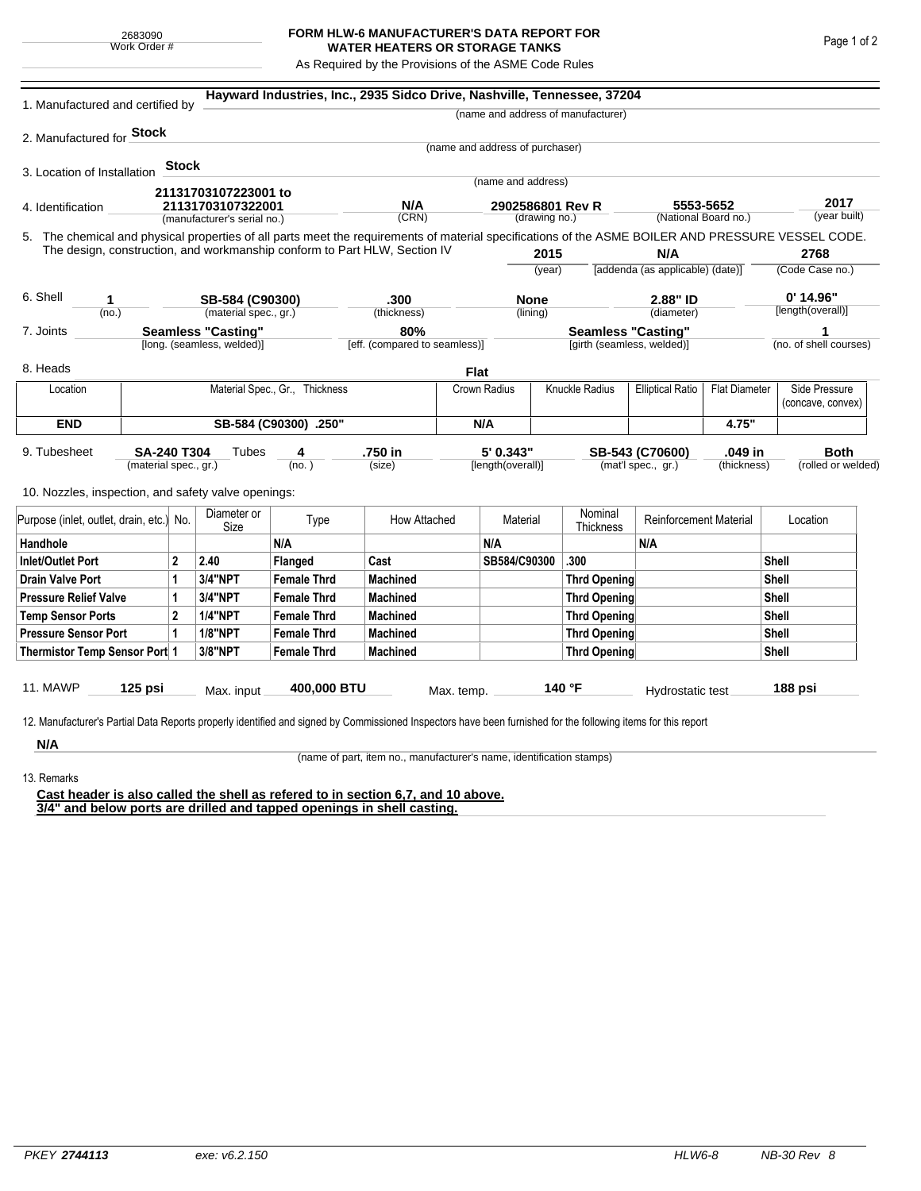2683090
Work Order #

# FORM HLW-6 MANUFACTURER'S DATA REPORT FOR WATER HEATERS OR STORAGE TANKS

As Required by the Provisions of the ASME Code Rules

1. Manufactured and certified by **Hayward Industries, Inc., 2935 Sidco Drive, Nashville, Tennessee, 37204**
(name and address of manufacturer)

2. Manufactured for **Stock**
(name and address of purchaser)

3. Location of Installation **Stock**
(name and address)

4. Identification **21131703107223001 to 21131703107322001** (manufacturer's serial no.) **N/A** (CRN) **2902586801 Rev R** (drawing no.) **5553-5652** (National Board no.) **2017** (year built)

5. The chemical and physical properties of all parts meet the requirements of material specifications of the ASME BOILER AND PRESSURE VESSEL CODE. The design, construction, and workmanship conform to Part HLW, Section IV **2015** (year) **N/A** [addenda (as applicable) (date)] **2768** (Code Case no.)

6. Shell **1** (no.) **SB-584 (C90300)** (material spec., gr.) **.300** (thickness) **None** (lining) **2.88" ID** (diameter) **0' 14.96"** [length(overall)]

7. Joints **Seamless "Casting"** [long. (seamless, welded)] **80%** [eff. (compared to seamless)] **Seamless "Casting"** [girth (seamless, welded)] **1** (no. of shell courses)

8. Heads **Flat**

| Location | Material Spec., Gr., Thickness | Crown Radius | Knuckle Radius | Elliptical Ratio | Flat Diameter | Side Pressure (concave, convex) |
|---|---|---|---|---|---|---|
| **END** | **SB-584 (C90300) .250"** | **N/A** | | | **4.75"** | |

9. Tubesheet **SA-240 T304** (material spec., gr.) Tubes **4** (no.) **.750 in** (size) **5' 0.343"** [length(overall)] **SB-543 (C70600)** (mat'l spec., gr.) **.049 in** (thickness) **Both** (rolled or welded)

10. Nozzles, inspection, and safety valve openings:

| Purpose (inlet, outlet, drain, etc.) | No. | Diameter or Size | Type | How Attached | Material | Nominal Thickness | Reinforcement Material | Location |
|---|---|---|---|---|---|---|---|---|
| **Handhole** | | | **N/A** | | **N/A** | | **N/A** | |
| **Inlet/Outlet Port** | **2** | **2.40** | **Flanged** | **Cast** | **SB584/C90300** | **.300** | | **Shell** |
| **Drain Valve Port** | **1** | **3/4"NPT** | **Female Thrd** | **Machined** | | **Thrd Opening** | | **Shell** |
| **Pressure Relief Valve** | **1** | **3/4"NPT** | **Female Thrd** | **Machined** | | **Thrd Opening** | | **Shell** |
| **Temp Sensor Ports** | **2** | **1/4"NPT** | **Female Thrd** | **Machined** | | **Thrd Opening** | | **Shell** |
| **Pressure Sensor Port** | **1** | **1/8"NPT** | **Female Thrd** | **Machined** | | **Thrd Opening** | | **Shell** |
| **Thermistor Temp Sensor Port** | **1** | **3/8"NPT** | **Female Thrd** | **Machined** | | **Thrd Opening** | | **Shell** |

11. MAWP **125 psi** Max. input **400,000 BTU** Max. temp. **140 °F** Hydrostatic test **188 psi**

12. Manufacturer's Partial Data Reports properly identified and signed by Commissioned Inspectors have been furnished for the following items for this report

**N/A**
(name of part, item no., manufacturer's name, identification stamps)

13. Remarks

**Cast header is also called the shell as refered to in section 6,7, and 10 above.**
**3/4" and below ports are drilled and tapped openings in shell casting.**

PKEY *2744113* exe: v6.2.150 HLW6-8 NB-30 Rev 8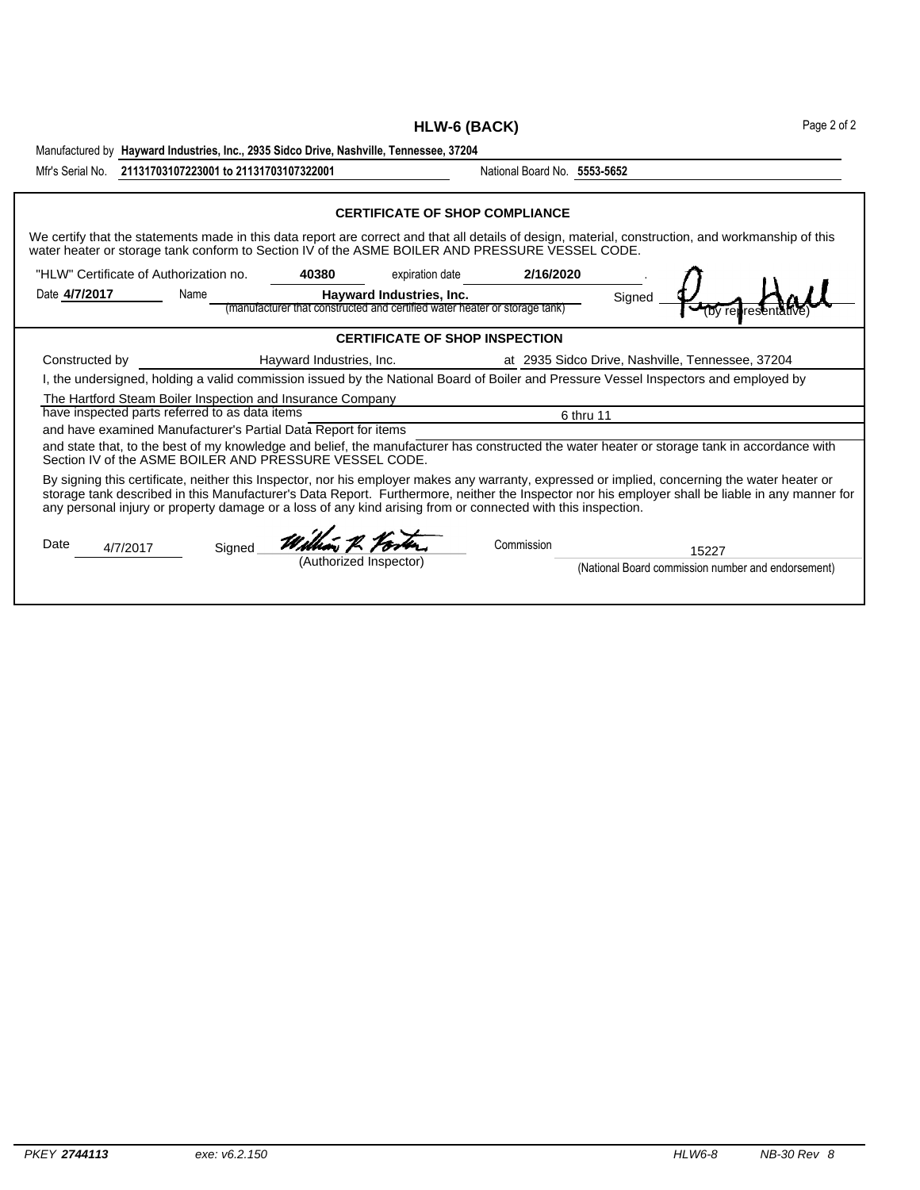# HLW-6 (BACK)

Manufactured by **Hayward Industries, Inc., 2935 Sidco Drive, Nashville, Tennessee, 37204**

Mfr's Serial No. **21131703107223001 to 21131703107322001** National Board No. **5553-5652**

## CERTIFICATE OF SHOP COMPLIANCE

We certify that the statements made in this data report are correct and that all details of design, material, construction, and workmanship of this water heater or storage tank conform to Section IV of the ASME BOILER AND PRESSURE VESSEL CODE.

"HLW" Certificate of Authorization no. **40380** expiration date **2/16/2020**.

Date **4/7/2017** Name **Hayward Industries, Inc.** Signed (by representative)

(manufacturer that constructed and certified water heater or storage tank)

## CERTIFICATE OF SHOP INSPECTION

Constructed by Hayward Industries, Inc. at 2935 Sidco Drive, Nashville, Tennessee, 37204

I, the undersigned, holding a valid commission issued by the National Board of Boiler and Pressure Vessel Inspectors and employed by The Hartford Steam Boiler Inspection and Insurance Company

have inspected parts referred to as data items 6 thru 11

and have examined Manufacturer's Partial Data Report for items

and state that, to the best of my knowledge and belief, the manufacturer has constructed the water heater or storage tank in accordance with Section IV of the ASME BOILER AND PRESSURE VESSEL CODE.

By signing this certificate, neither this Inspector, nor his employer makes any warranty, expressed or implied, concerning the water heater or storage tank described in this Manufacturer's Data Report. Furthermore, neither the Inspector nor his employer shall be liable in any manner for any personal injury or property damage or a loss of any kind arising from or connected with this inspection.

Date 4/7/2017 Signed (Authorized Inspector) Commission 15227

(National Board commission number and endorsement)

*PKEY* ***2744113*** *exe: v6.2.150* *HLW6-8* *NB-30 Rev 8*